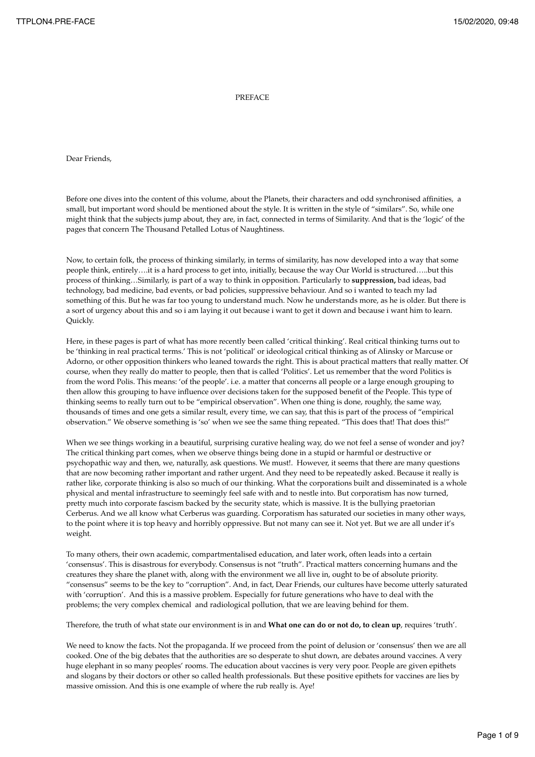# PREFACE

Dear Friends,

Before one dives into the content of this volume, about the Planets, their characters and odd synchronised affinities, a small, but important word should be mentioned about the style. It is written in the style of "similars". So, while one might think that the subjects jump about, they are, in fact, connected in terms of Similarity. And that is the 'logic' of the pages that concern The Thousand Petalled Lotus of Naughtiness.

Now, to certain folk, the process of thinking similarly, in terms of similarity, has now developed into a way that some people think, entirely….it is a hard process to get into, initially, because the way Our World is structured…..but this process of thinking…Similarly, is part of a way to think in opposition. Particularly to **suppression,** bad ideas, bad technology, bad medicine, bad events, or bad policies, suppressive behaviour. And so i wanted to teach my lad something of this. But he was far too young to understand much. Now he understands more, as he is older. But there is a sort of urgency about this and so i am laying it out because i want to get it down and because i want him to learn. Quickly.

Here, in these pages is part of what has more recently been called 'critical thinking'. Real critical thinking turns out to be 'thinking in real practical terms.' This is not 'political' or ideological critical thinking as of Alinsky or Marcuse or Adorno, or other opposition thinkers who leaned towards the right. This is about practical matters that really matter. Of course, when they really do matter to people, then that is called 'Politics'. Let us remember that the word Politics is from the word Polis. This means: 'of the people'. i.e. a matter that concerns all people or a large enough grouping to then allow this grouping to have influence over decisions taken for the supposed benefit of the People. This type of thinking seems to really turn out to be "empirical observation". When one thing is done, roughly, the same way, thousands of times and one gets a similar result, every time, we can say, that this is part of the process of "empirical observation." We observe something is 'so' when we see the same thing repeated. "This does that! That does this!"

When we see things working in a beautiful, surprising curative healing way, do we not feel a sense of wonder and joy? The critical thinking part comes, when we observe things being done in a stupid or harmful or destructive or psychopathic way and then, we, naturally, ask questions. We must!. However, it seems that there are many questions that are now becoming rather important and rather urgent. And they need to be repeatedly asked. Because it really is rather like, corporate thinking is also so much of our thinking. What the corporations built and disseminated is a whole physical and mental infrastructure to seemingly feel safe with and to nestle into. But corporatism has now turned, pretty much into corporate fascism backed by the security state, which is massive. It is the bullying praetorian Cerberus. And we all know what Cerberus was guarding. Corporatism has saturated our societies in many other ways, to the point where it is top heavy and horribly oppressive. But not many can see it. Not yet. But we are all under it's weight.

To many others, their own academic, compartmentalised education, and later work, often leads into a certain 'consensus'. This is disastrous for everybody. Consensus is not "truth". Practical matters concerning humans and the creatures they share the planet with, along with the environment we all live in, ought to be of absolute priority. "consensus" seems to be the key to "corruption". And, in fact, Dear Friends, our cultures have become utterly saturated with 'corruption'. And this is a massive problem. Especially for future generations who have to deal with the problems; the very complex chemical and radiological pollution, that we are leaving behind for them.

Therefore, the truth of what state our environment is in and **What one can do or not do, to clean up**, requires 'truth'.

We need to know the facts. Not the propaganda. If we proceed from the point of delusion or 'consensus' then we are all cooked. One of the big debates that the authorities are so desperate to shut down, are debates around vaccines. A very huge elephant in so many peoples' rooms. The education about vaccines is very very poor. People are given epithets and slogans by their doctors or other so called health professionals. But these positive epithets for vaccines are lies by massive omission. And this is one example of where the rub really is. Aye!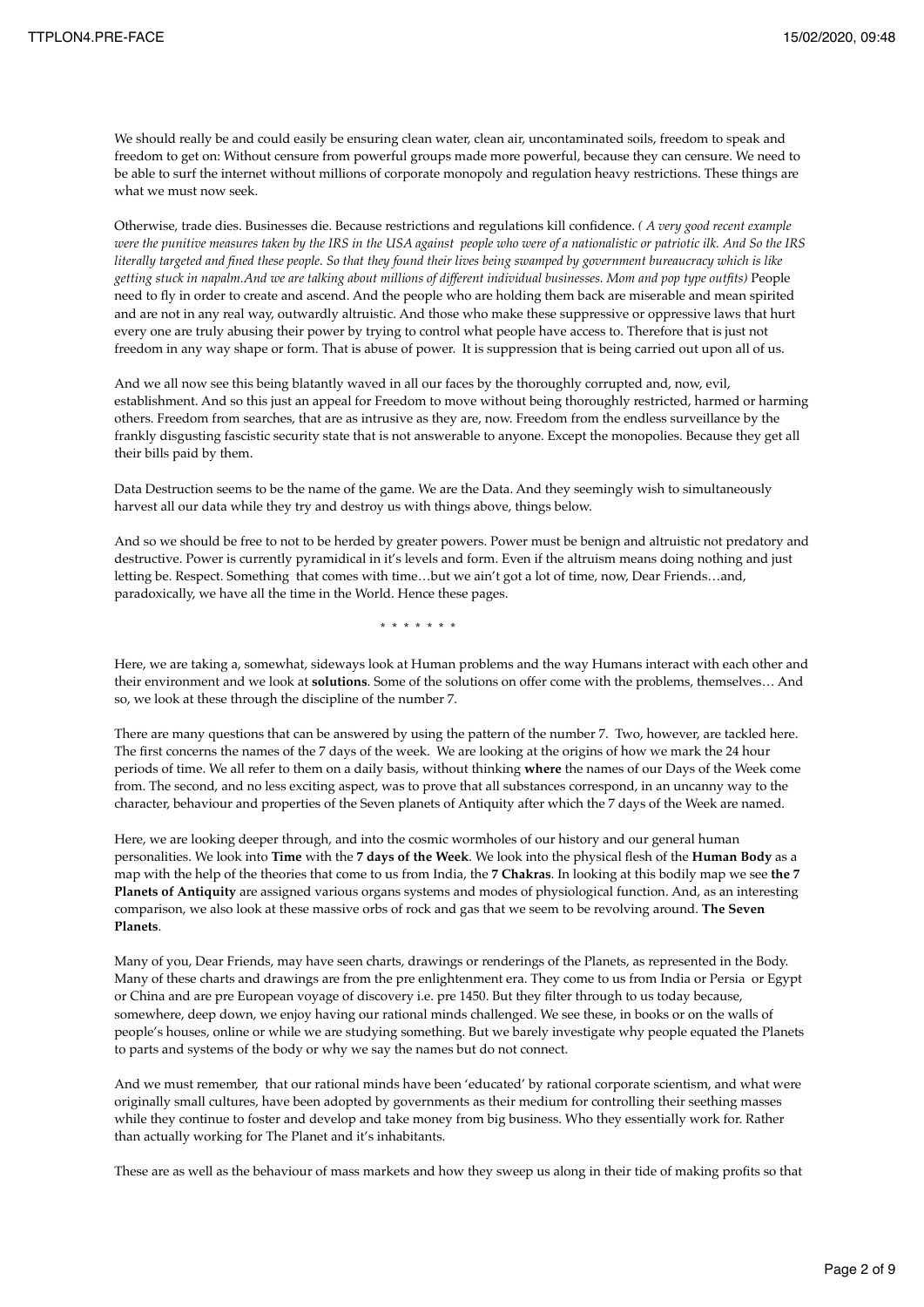We should really be and could easily be ensuring clean water, clean air, uncontaminated soils, freedom to speak and freedom to get on: Without censure from powerful groups made more powerful, because they can censure. We need to be able to surf the internet without millions of corporate monopoly and regulation heavy restrictions. These things are what we must now seek.

Otherwise, trade dies. Businesses die. Because restrictions and regulations kill confidence. *( A very good recent example were the punitive measures taken by the IRS in the USA against  people who were of a nationalistic or patriotic ilk. And So the IRS literally targeted and fined these people. So that they found their lives being swamped by government bureaucracy which is like getting stuck in napalm.And we are talking about millions of different individual businesses. Mom and pop type outfits)* People need to fly in order to create and ascend. And the people who are holding them back are miserable and mean spirited and are not in any real way, outwardly altruistic. And those who make these suppressive or oppressive laws that hurt every one are truly abusing their power by trying to control what people have access to. Therefore that is just not freedom in any way shape or form. That is abuse of power.  It is suppression that is being carried out upon all of us.

And we all now see this being blatantly waved in all our faces by the thoroughly corrupted and, now, evil, establishment. And so this just an appeal for Freedom to move without being thoroughly restricted, harmed or harming others. Freedom from searches, that are as intrusive as they are, now. Freedom from the endless surveillance by the frankly disgusting fascistic security state that is not answerable to anyone. Except the monopolies. Because they get all their bills paid by them.

Data Destruction seems to be the name of the game. We are the Data. And they seemingly wish to simultaneously harvest all our data while they try and destroy us with things above, things below.

And so we should be free to not to be herded by greater powers. Power must be benign and altruistic not predatory and destructive. Power is currently pyramidical in it's levels and form. Even if the altruism means doing nothing and just letting be. Respect. Something  that comes with time…but we ain't got a lot of time, now, Dear Friends…and, paradoxically, we have all the time in the World. Hence these pages.

\* \* \* \* \* \* \*

Here, we are taking a, somewhat, sideways look at Human problems and the way Humans interact with each other and their environment and we look at **solutions**. Some of the solutions on offer come with the problems, themselves… And so, we look at these through the discipline of the number 7.

There are many questions that can be answered by using the pattern of the number 7.  Two, however, are tackled here. The first concerns the names of the 7 days of the week.  We are looking at the origins of how we mark the 24 hour periods of time. We all refer to them on a daily basis, without thinking **where** the names of our Days of the Week come from. The second, and no less exciting aspect, was to prove that all substances correspond, in an uncanny way to the character, behaviour and properties of the Seven planets of Antiquity after which the 7 days of the Week are named.

Here, we are looking deeper through, and into the cosmic wormholes of our history and our general human personalities. We look into **Time** with the **7 days of the Week**. We look into the physical flesh of the **Human Body** as a map with the help of the theories that come to us from India, the **7 Chakras**. In looking at this bodily map we see **the 7 Planets of Antiquity** are assigned various organs systems and modes of physiological function. And, as an interesting comparison, we also look at these massive orbs of rock and gas that we seem to be revolving around. **The Seven Planets**.

Many of you, Dear Friends, may have seen charts, drawings or renderings of the Planets, as represented in the Body. Many of these charts and drawings are from the pre enlightenment era. They come to us from India or Persia  or Egypt or China and are pre European voyage of discovery i.e. pre 1450. But they filter through to us today because, somewhere, deep down, we enjoy having our rational minds challenged. We see these, in books or on the walls of people's houses, online or while we are studying something. But we barely investigate why people equated the Planets to parts and systems of the body or why we say the names but do not connect.

And we must remember,  that our rational minds have been 'educated' by rational corporate scientism, and what were originally small cultures, have been adopted by governments as their medium for controlling their seething masses while they continue to foster and develop and take money from big business. Who they essentially work for. Rather than actually working for The Planet and it's inhabitants.

These are as well as the behaviour of mass markets and how they sweep us along in their tide of making profits so that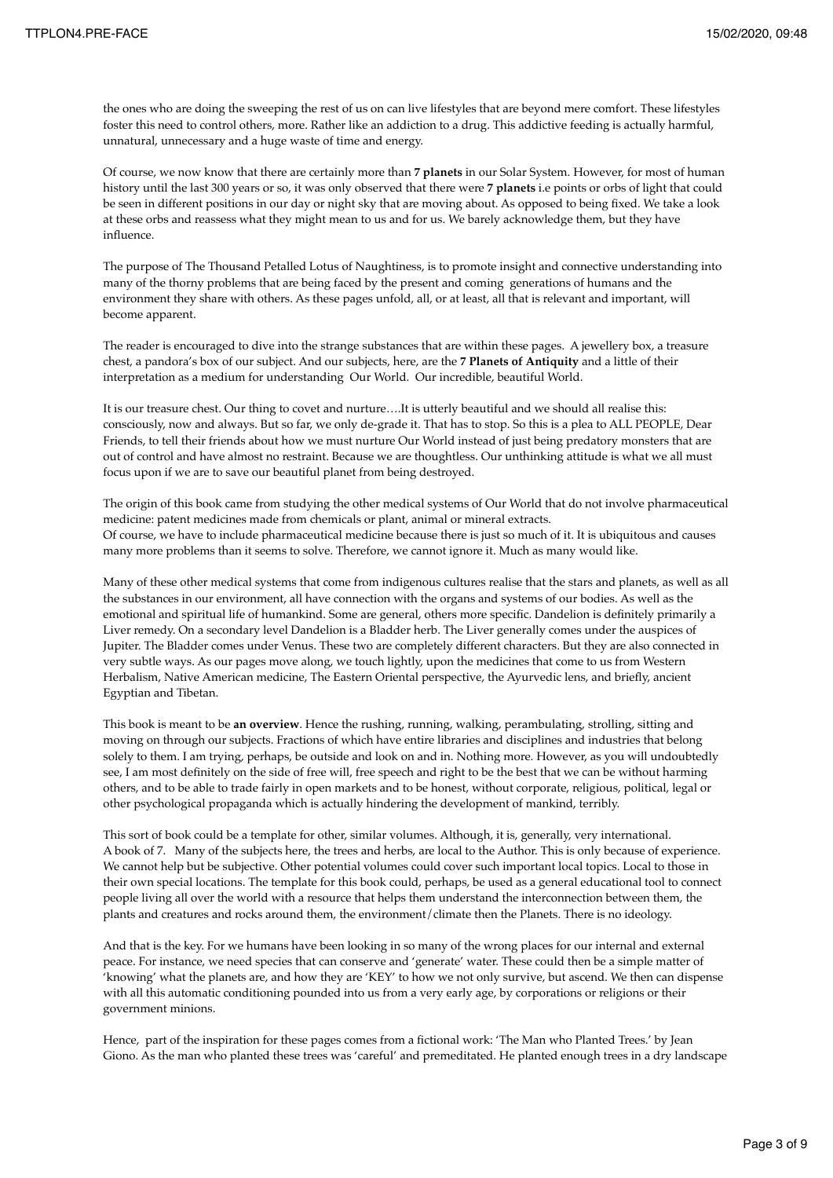the ones who are doing the sweeping the rest of us on can live lifestyles that are beyond mere comfort. These lifestyles foster this need to control others, more. Rather like an addiction to a drug. This addictive feeding is actually harmful, unnatural, unnecessary and a huge waste of time and energy.

Of course, we now know that there are certainly more than **7 planets** in our Solar System. However, for most of human history until the last 300 years or so, it was only observed that there were **7 planets** i.e points or orbs of light that could be seen in different positions in our day or night sky that are moving about. As opposed to being fixed. We take a look at these orbs and reassess what they might mean to us and for us. We barely acknowledge them, but they have influence.

The purpose of The Thousand Petalled Lotus of Naughtiness, is to promote insight and connective understanding into many of the thorny problems that are being faced by the present and coming generations of humans and the environment they share with others. As these pages unfold, all, or at least, all that is relevant and important, will become apparent.

The reader is encouraged to dive into the strange substances that are within these pages. A jewellery box, a treasure chest, a pandora's box of our subject. And our subjects, here, are the **7 Planets of Antiquity** and a little of their interpretation as a medium for understanding Our World. Our incredible, beautiful World.

It is our treasure chest. Our thing to covet and nurture….It is utterly beautiful and we should all realise this: consciously, now and always. But so far, we only de-grade it. That has to stop. So this is a plea to ALL PEOPLE, Dear Friends, to tell their friends about how we must nurture Our World instead of just being predatory monsters that are out of control and have almost no restraint. Because we are thoughtless. Our unthinking attitude is what we all must focus upon if we are to save our beautiful planet from being destroyed.

The origin of this book came from studying the other medical systems of Our World that do not involve pharmaceutical medicine: patent medicines made from chemicals or plant, animal or mineral extracts.
Of course, we have to include pharmaceutical medicine because there is just so much of it. It is ubiquitous and causes many more problems than it seems to solve. Therefore, we cannot ignore it. Much as many would like.

Many of these other medical systems that come from indigenous cultures realise that the stars and planets, as well as all the substances in our environment, all have connection with the organs and systems of our bodies. As well as the emotional and spiritual life of humankind. Some are general, others more specific. Dandelion is definitely primarily a Liver remedy. On a secondary level Dandelion is a Bladder herb. The Liver generally comes under the auspices of Jupiter. The Bladder comes under Venus. These two are completely different characters. But they are also connected in very subtle ways. As our pages move along, we touch lightly, upon the medicines that come to us from Western Herbalism, Native American medicine, The Eastern Oriental perspective, the Ayurvedic lens, and briefly, ancient Egyptian and Tibetan.

This book is meant to be **an overview**. Hence the rushing, running, walking, perambulating, strolling, sitting and moving on through our subjects. Fractions of which have entire libraries and disciplines and industries that belong solely to them. I am trying, perhaps, be outside and look on and in. Nothing more. However, as you will undoubtedly see, I am most definitely on the side of free will, free speech and right to be the best that we can be without harming others, and to be able to trade fairly in open markets and to be honest, without corporate, religious, political, legal or other psychological propaganda which is actually hindering the development of mankind, terribly.

This sort of book could be a template for other, similar volumes. Although, it is, generally, very international.
A book of 7. Many of the subjects here, the trees and herbs, are local to the Author. This is only because of experience. We cannot help but be subjective. Other potential volumes could cover such important local topics. Local to those in their own special locations. The template for this book could, perhaps, be used as a general educational tool to connect people living all over the world with a resource that helps them understand the interconnection between them, the plants and creatures and rocks around them, the environment/climate then the Planets. There is no ideology.

And that is the key. For we humans have been looking in so many of the wrong places for our internal and external peace. For instance, we need species that can conserve and 'generate' water. These could then be a simple matter of 'knowing' what the planets are, and how they are 'KEY' to how we not only survive, but ascend. We then can dispense with all this automatic conditioning pounded into us from a very early age, by corporations or religions or their government minions.

Hence, part of the inspiration for these pages comes from a fictional work: 'The Man who Planted Trees.' by Jean Giono. As the man who planted these trees was 'careful' and premeditated. He planted enough trees in a dry landscape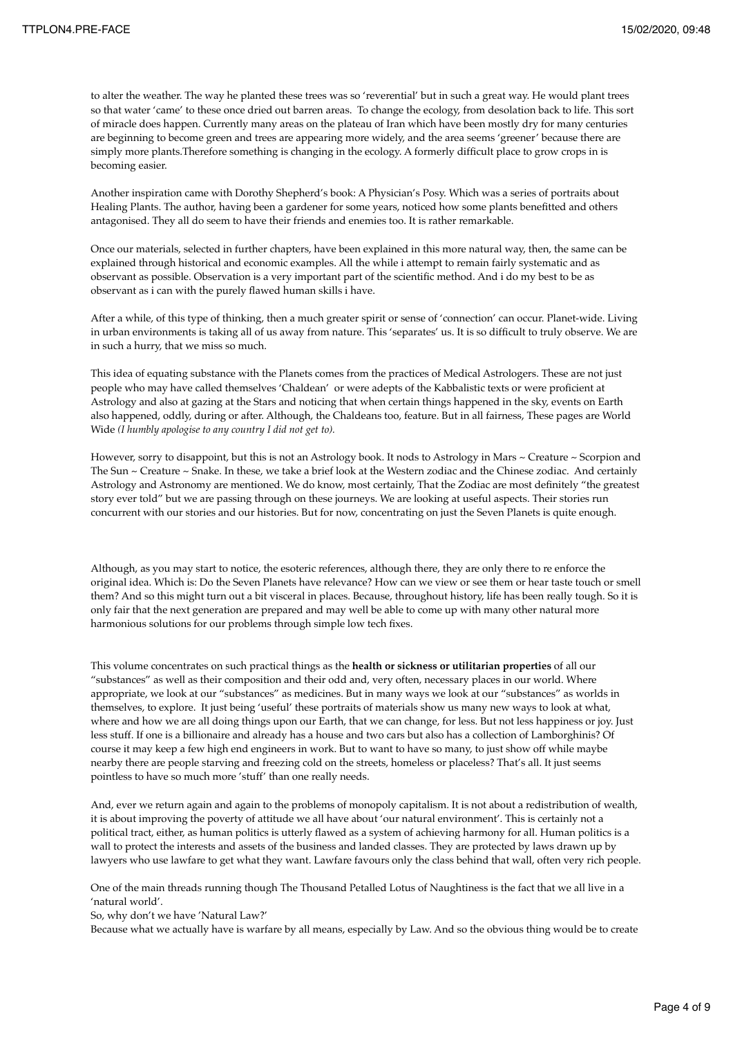to alter the weather. The way he planted these trees was so 'reverential' but in such a great way. He would plant trees so that water 'came' to these once dried out barren areas. To change the ecology, from desolation back to life. This sort of miracle does happen. Currently many areas on the plateau of Iran which have been mostly dry for many centuries are beginning to become green and trees are appearing more widely, and the area seems 'greener' because there are simply more plants.Therefore something is changing in the ecology. A formerly difficult place to grow crops in is becoming easier.

Another inspiration came with Dorothy Shepherd's book: A Physician's Posy. Which was a series of portraits about Healing Plants. The author, having been a gardener for some years, noticed how some plants benefitted and others antagonised. They all do seem to have their friends and enemies too. It is rather remarkable.

Once our materials, selected in further chapters, have been explained in this more natural way, then, the same can be explained through historical and economic examples. All the while i attempt to remain fairly systematic and as observant as possible. Observation is a very important part of the scientific method. And i do my best to be as observant as i can with the purely flawed human skills i have.

After a while, of this type of thinking, then a much greater spirit or sense of 'connection' can occur. Planet-wide. Living in urban environments is taking all of us away from nature. This 'separates' us. It is so difficult to truly observe. We are in such a hurry, that we miss so much.

This idea of equating substance with the Planets comes from the practices of Medical Astrologers. These are not just people who may have called themselves 'Chaldean' or were adepts of the Kabbalistic texts or were proficient at Astrology and also at gazing at the Stars and noticing that when certain things happened in the sky, events on Earth also happened, oddly, during or after. Although, the Chaldeans too, feature. But in all fairness, These pages are World Wide *(I humbly apologise to any country I did not get to).*

However, sorry to disappoint, but this is not an Astrology book. It nods to Astrology in Mars ~ Creature ~ Scorpion and The Sun ~ Creature ~ Snake. In these, we take a brief look at the Western zodiac and the Chinese zodiac. And certainly Astrology and Astronomy are mentioned. We do know, most certainly, That the Zodiac are most definitely "the greatest story ever told" but we are passing through on these journeys. We are looking at useful aspects. Their stories run concurrent with our stories and our histories. But for now, concentrating on just the Seven Planets is quite enough.

Although, as you may start to notice, the esoteric references, although there, they are only there to re enforce the original idea. Which is: Do the Seven Planets have relevance? How can we view or see them or hear taste touch or smell them? And so this might turn out a bit visceral in places. Because, throughout history, life has been really tough. So it is only fair that the next generation are prepared and may well be able to come up with many other natural more harmonious solutions for our problems through simple low tech fixes.

This volume concentrates on such practical things as the **health or sickness or utilitarian properties** of all our "substances" as well as their composition and their odd and, very often, necessary places in our world. Where appropriate, we look at our "substances" as medicines. But in many ways we look at our "substances" as worlds in themselves, to explore. It just being 'useful' these portraits of materials show us many new ways to look at what, where and how we are all doing things upon our Earth, that we can change, for less. But not less happiness or joy. Just less stuff. If one is a billionaire and already has a house and two cars but also has a collection of Lamborghinis? Of course it may keep a few high end engineers in work. But to want to have so many, to just show off while maybe nearby there are people starving and freezing cold on the streets, homeless or placeless? That's all. It just seems pointless to have so much more 'stuff' than one really needs.

And, ever we return again and again to the problems of monopoly capitalism. It is not about a redistribution of wealth, it is about improving the poverty of attitude we all have about 'our natural environment'. This is certainly not a political tract, either, as human politics is utterly flawed as a system of achieving harmony for all. Human politics is a wall to protect the interests and assets of the business and landed classes. They are protected by laws drawn up by lawyers who use lawfare to get what they want. Lawfare favours only the class behind that wall, often very rich people.

One of the main threads running though The Thousand Petalled Lotus of Naughtiness is the fact that we all live in a 'natural world'.
So, why don't we have 'Natural Law?'
Because what we actually have is warfare by all means, especially by Law. And so the obvious thing would be to create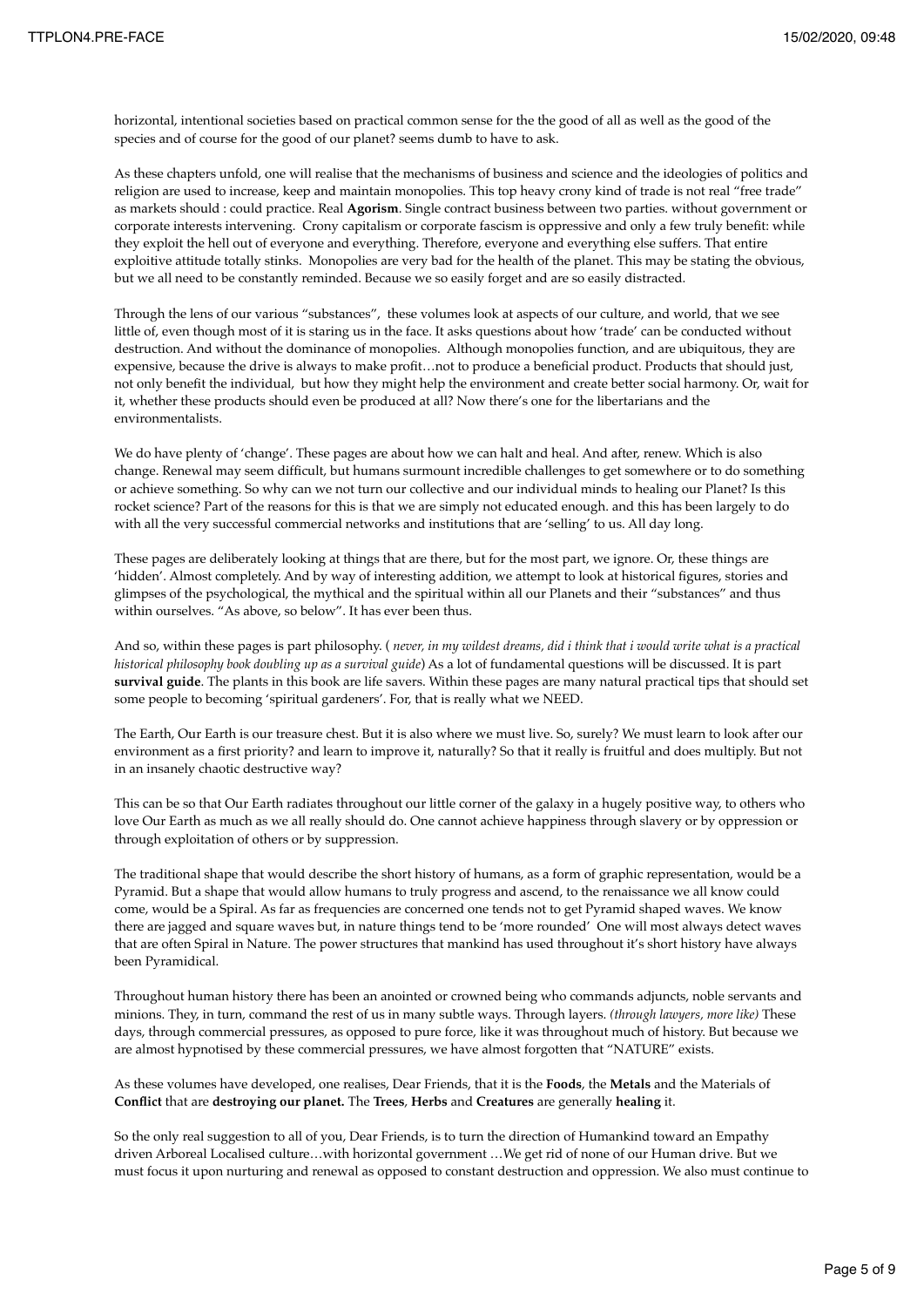horizontal, intentional societies based on practical common sense for the the good of all as well as the good of the species and of course for the good of our planet? seems dumb to have to ask.

As these chapters unfold, one will realise that the mechanisms of business and science and the ideologies of politics and religion are used to increase, keep and maintain monopolies. This top heavy crony kind of trade is not real "free trade" as markets should : could practice. Real **Agorism**. Single contract business between two parties. without government or corporate interests intervening. Crony capitalism or corporate fascism is oppressive and only a few truly benefit: while they exploit the hell out of everyone and everything. Therefore, everyone and everything else suffers. That entire exploitive attitude totally stinks. Monopolies are very bad for the health of the planet. This may be stating the obvious, but we all need to be constantly reminded. Because we so easily forget and are so easily distracted.

Through the lens of our various "substances", these volumes look at aspects of our culture, and world, that we see little of, even though most of it is staring us in the face. It asks questions about how 'trade' can be conducted without destruction. And without the dominance of monopolies. Although monopolies function, and are ubiquitous, they are expensive, because the drive is always to make profit…not to produce a beneficial product. Products that should just, not only benefit the individual, but how they might help the environment and create better social harmony. Or, wait for it, whether these products should even be produced at all? Now there's one for the libertarians and the environmentalists.

We do have plenty of 'change'. These pages are about how we can halt and heal. And after, renew. Which is also change. Renewal may seem difficult, but humans surmount incredible challenges to get somewhere or to do something or achieve something. So why can we not turn our collective and our individual minds to healing our Planet? Is this rocket science? Part of the reasons for this is that we are simply not educated enough. and this has been largely to do with all the very successful commercial networks and institutions that are 'selling' to us. All day long.

These pages are deliberately looking at things that are there, but for the most part, we ignore. Or, these things are 'hidden'. Almost completely. And by way of interesting addition, we attempt to look at historical figures, stories and glimpses of the psychological, the mythical and the spiritual within all our Planets and their "substances" and thus within ourselves. "As above, so below". It has ever been thus.

And so, within these pages is part philosophy. ( *never, in my wildest dreams, did i think that i would write what is a practical historical philosophy book doubling up as a survival guide*) As a lot of fundamental questions will be discussed. It is part **survival guide**. The plants in this book are life savers. Within these pages are many natural practical tips that should set some people to becoming 'spiritual gardeners'. For, that is really what we NEED.

The Earth, Our Earth is our treasure chest. But it is also where we must live. So, surely? We must learn to look after our environment as a first priority? and learn to improve it, naturally? So that it really is fruitful and does multiply. But not in an insanely chaotic destructive way?

This can be so that Our Earth radiates throughout our little corner of the galaxy in a hugely positive way, to others who love Our Earth as much as we all really should do. One cannot achieve happiness through slavery or by oppression or through exploitation of others or by suppression.

The traditional shape that would describe the short history of humans, as a form of graphic representation, would be a Pyramid. But a shape that would allow humans to truly progress and ascend, to the renaissance we all know could come, would be a Spiral. As far as frequencies are concerned one tends not to get Pyramid shaped waves. We know there are jagged and square waves but, in nature things tend to be 'more rounded' One will most always detect waves that are often Spiral in Nature. The power structures that mankind has used throughout it's short history have always been Pyramidical.

Throughout human history there has been an anointed or crowned being who commands adjuncts, noble servants and minions. They, in turn, command the rest of us in many subtle ways. Through layers. *(through lawyers, more like)* These days, through commercial pressures, as opposed to pure force, like it was throughout much of history. But because we are almost hypnotised by these commercial pressures, we have almost forgotten that "NATURE" exists.

As these volumes have developed, one realises, Dear Friends, that it is the **Foods**, the **Metals** and the Materials of **Conflict** that are **destroying our planet.** The **Trees**, **Herbs** and **Creatures** are generally **healing** it.

So the only real suggestion to all of you, Dear Friends, is to turn the direction of Humankind toward an Empathy driven Arboreal Localised culture…with horizontal government …We get rid of none of our Human drive. But we must focus it upon nurturing and renewal as opposed to constant destruction and oppression. We also must continue to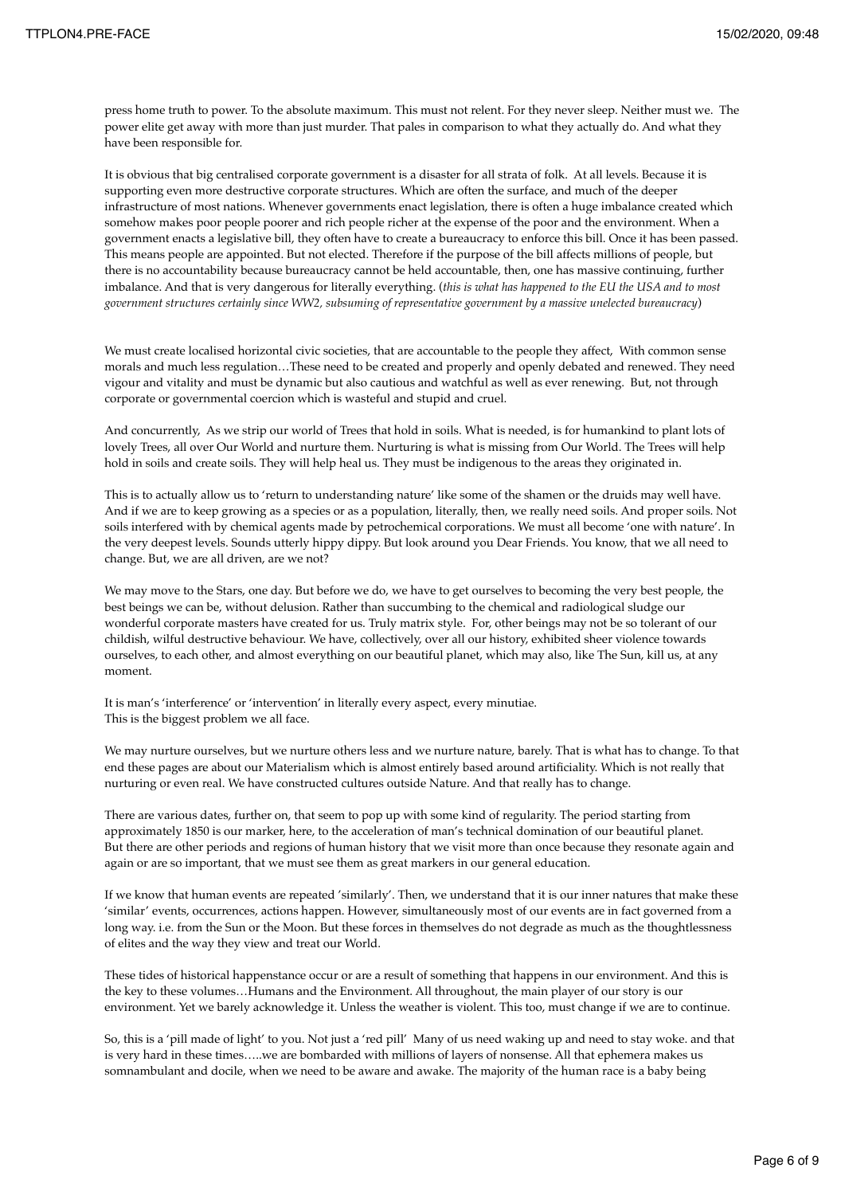press home truth to power. To the absolute maximum. This must not relent. For they never sleep. Neither must we. The power elite get away with more than just murder. That pales in comparison to what they actually do. And what they have been responsible for.

It is obvious that big centralised corporate government is a disaster for all strata of folk. At all levels. Because it is supporting even more destructive corporate structures. Which are often the surface, and much of the deeper infrastructure of most nations. Whenever governments enact legislation, there is often a huge imbalance created which somehow makes poor people poorer and rich people richer at the expense of the poor and the environment. When a government enacts a legislative bill, they often have to create a bureaucracy to enforce this bill. Once it has been passed. This means people are appointed. But not elected. Therefore if the purpose of the bill affects millions of people, but there is no accountability because bureaucracy cannot be held accountable, then, one has massive continuing, further imbalance. And that is very dangerous for literally everything. (*this is what has happened to the EU the USA and to most government structures certainly since WW2, subsuming of representative government by a massive unelected bureaucracy*)

We must create localised horizontal civic societies, that are accountable to the people they affect, With common sense morals and much less regulation…These need to be created and properly and openly debated and renewed. They need vigour and vitality and must be dynamic but also cautious and watchful as well as ever renewing. But, not through corporate or governmental coercion which is wasteful and stupid and cruel.

And concurrently, As we strip our world of Trees that hold in soils. What is needed, is for humankind to plant lots of lovely Trees, all over Our World and nurture them. Nurturing is what is missing from Our World. The Trees will help hold in soils and create soils. They will help heal us. They must be indigenous to the areas they originated in.

This is to actually allow us to 'return to understanding nature' like some of the shamen or the druids may well have. And if we are to keep growing as a species or as a population, literally, then, we really need soils. And proper soils. Not soils interfered with by chemical agents made by petrochemical corporations. We must all become 'one with nature'. In the very deepest levels. Sounds utterly hippy dippy. But look around you Dear Friends. You know, that we all need to change. But, we are all driven, are we not?

We may move to the Stars, one day. But before we do, we have to get ourselves to becoming the very best people, the best beings we can be, without delusion. Rather than succumbing to the chemical and radiological sludge our wonderful corporate masters have created for us. Truly matrix style. For, other beings may not be so tolerant of our childish, wilful destructive behaviour. We have, collectively, over all our history, exhibited sheer violence towards ourselves, to each other, and almost everything on our beautiful planet, which may also, like The Sun, kill us, at any moment.

It is man's 'interference' or 'intervention' in literally every aspect, every minutiae.
This is the biggest problem we all face.

We may nurture ourselves, but we nurture others less and we nurture nature, barely. That is what has to change. To that end these pages are about our Materialism which is almost entirely based around artificiality. Which is not really that nurturing or even real. We have constructed cultures outside Nature. And that really has to change.

There are various dates, further on, that seem to pop up with some kind of regularity. The period starting from approximately 1850 is our marker, here, to the acceleration of man's technical domination of our beautiful planet. But there are other periods and regions of human history that we visit more than once because they resonate again and again or are so important, that we must see them as great markers in our general education.

If we know that human events are repeated 'similarly'. Then, we understand that it is our inner natures that make these 'similar' events, occurrences, actions happen. However, simultaneously most of our events are in fact governed from a long way. i.e. from the Sun or the Moon. But these forces in themselves do not degrade as much as the thoughtlessness of elites and the way they view and treat our World.

These tides of historical happenstance occur or are a result of something that happens in our environment. And this is the key to these volumes…Humans and the Environment. All throughout, the main player of our story is our environment. Yet we barely acknowledge it. Unless the weather is violent. This too, must change if we are to continue.

So, this is a 'pill made of light' to you. Not just a 'red pill' Many of us need waking up and need to stay woke. and that is very hard in these times…..we are bombarded with millions of layers of nonsense. All that ephemera makes us somnambulant and docile, when we need to be aware and awake. The majority of the human race is a baby being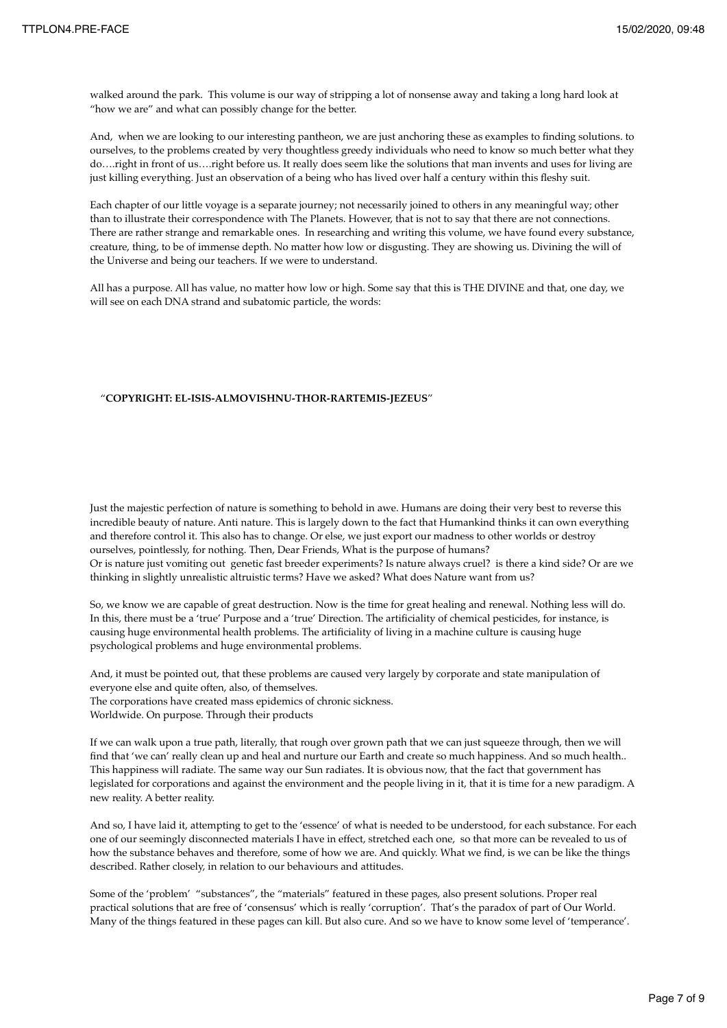walked around the park. This volume is our way of stripping a lot of nonsense away and taking a long hard look at "how we are" and what can possibly change for the better.

And, when we are looking to our interesting pantheon, we are just anchoring these as examples to finding solutions. to ourselves, to the problems created by very thoughtless greedy individuals who need to know so much better what they do….right in front of us….right before us. It really does seem like the solutions that man invents and uses for living are just killing everything. Just an observation of a being who has lived over half a century within this fleshy suit.

Each chapter of our little voyage is a separate journey; not necessarily joined to others in any meaningful way; other than to illustrate their correspondence with The Planets. However, that is not to say that there are not connections. There are rather strange and remarkable ones. In researching and writing this volume, we have found every substance, creature, thing, to be of immense depth. No matter how low or disgusting. They are showing us. Divining the will of the Universe and being our teachers. If we were to understand.

All has a purpose. All has value, no matter how low or high. Some say that this is THE DIVINE and that, one day, we will see on each DNA strand and subatomic particle, the words:

"**COPYRIGHT: EL-ISIS-ALMOVISHNU-THOR-RARTEMIS-JEZEUS**"

Just the majestic perfection of nature is something to behold in awe. Humans are doing their very best to reverse this incredible beauty of nature. Anti nature. This is largely down to the fact that Humankind thinks it can own everything and therefore control it. This also has to change. Or else, we just export our madness to other worlds or destroy ourselves, pointlessly, for nothing. Then, Dear Friends, What is the purpose of humans?
Or is nature just vomiting out genetic fast breeder experiments? Is nature always cruel? is there a kind side? Or are we thinking in slightly unrealistic altruistic terms? Have we asked? What does Nature want from us?

So, we know we are capable of great destruction. Now is the time for great healing and renewal. Nothing less will do. In this, there must be a 'true' Purpose and a 'true' Direction. The artificiality of chemical pesticides, for instance, is causing huge environmental health problems. The artificiality of living in a machine culture is causing huge psychological problems and huge environmental problems.

And, it must be pointed out, that these problems are caused very largely by corporate and state manipulation of everyone else and quite often, also, of themselves.
The corporations have created mass epidemics of chronic sickness.
Worldwide. On purpose. Through their products

If we can walk upon a true path, literally, that rough over grown path that we can just squeeze through, then we will find that 'we can' really clean up and heal and nurture our Earth and create so much happiness. And so much health.. This happiness will radiate. The same way our Sun radiates. It is obvious now, that the fact that government has legislated for corporations and against the environment and the people living in it, that it is time for a new paradigm. A new reality. A better reality.

And so, I have laid it, attempting to get to the 'essence' of what is needed to be understood, for each substance. For each one of our seemingly disconnected materials I have in effect, stretched each one, so that more can be revealed to us of how the substance behaves and therefore, some of how we are. And quickly. What we find, is we can be like the things described. Rather closely, in relation to our behaviours and attitudes.

Some of the 'problem' "substances", the "materials" featured in these pages, also present solutions. Proper real practical solutions that are free of 'consensus' which is really 'corruption'. That's the paradox of part of Our World. Many of the things featured in these pages can kill. But also cure. And so we have to know some level of 'temperance'.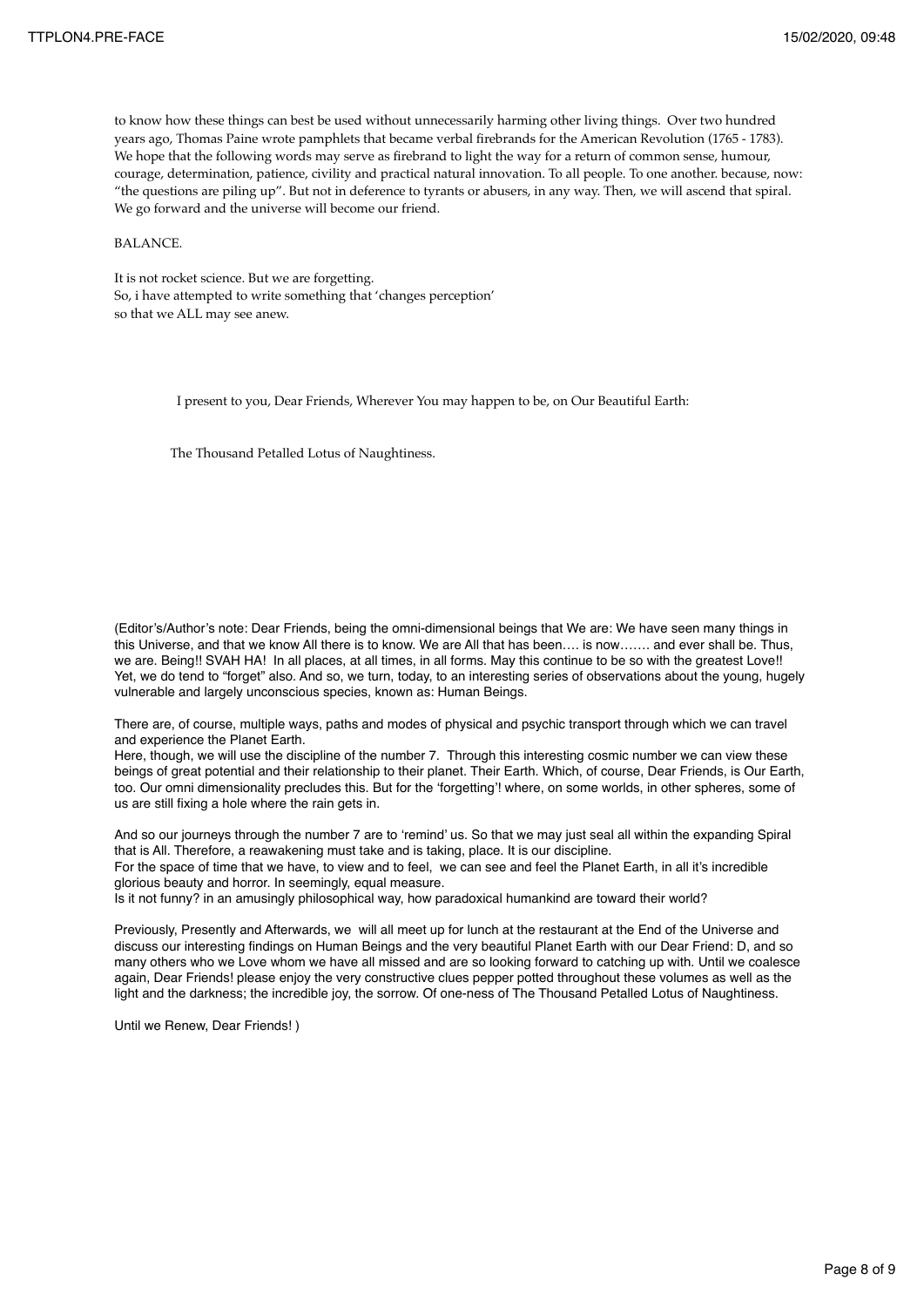to know how these things can best be used without unnecessarily harming other living things. Over two hundred years ago, Thomas Paine wrote pamphlets that became verbal firebrands for the American Revolution (1765 - 1783). We hope that the following words may serve as firebrand to light the way for a return of common sense, humour, courage, determination, patience, civility and practical natural innovation. To all people. To one another. because, now: “the questions are piling up”. But not in deference to tyrants or abusers, in any way. Then, we will ascend that spiral. We go forward and the universe will become our friend.

BALANCE.

It is not rocket science. But we are forgetting.
So, i have attempted to write something that ‘changes perception’
so that we ALL may see anew.

I present to you, Dear Friends, Wherever You may happen to be, on Our Beautiful Earth:

The Thousand Petalled Lotus of Naughtiness.

(Editor’s/Author’s note: Dear Friends, being the omni-dimensional beings that We are: We have seen many things in this Universe, and that we know All there is to know. We are All that has been…. is now……. and ever shall be. Thus, we are. Being!! SVAH HA! In all places, at all times, in all forms. May this continue to be so with the greatest Love!! Yet, we do tend to “forget” also. And so, we turn, today, to an interesting series of observations about the young, hugely vulnerable and largely unconscious species, known as: Human Beings.

There are, of course, multiple ways, paths and modes of physical and psychic transport through which we can travel and experience the Planet Earth.
Here, though, we will use the discipline of the number 7. Through this interesting cosmic number we can view these beings of great potential and their relationship to their planet. Their Earth. Which, of course, Dear Friends, is Our Earth, too. Our omni dimensionality precludes this. But for the ‘forgetting’! where, on some worlds, in other spheres, some of us are still fixing a hole where the rain gets in.

And so our journeys through the number 7 are to ‘remind’ us. So that we may just seal all within the expanding Spiral that is All. Therefore, a reawakening must take and is taking, place. It is our discipline.
For the space of time that we have, to view and to feel, we can see and feel the Planet Earth, in all it’s incredible glorious beauty and horror. In seemingly, equal measure.
Is it not funny? in an amusingly philosophical way, how paradoxical humankind are toward their world?

Previously, Presently and Afterwards, we will all meet up for lunch at the restaurant at the End of the Universe and discuss our interesting findings on Human Beings and the very beautiful Planet Earth with our Dear Friend: D, and so many others who we Love whom we have all missed and are so looking forward to catching up with. Until we coalesce again, Dear Friends! please enjoy the very constructive clues pepper potted throughout these volumes as well as the light and the darkness; the incredible joy, the sorrow. Of one-ness of The Thousand Petalled Lotus of Naughtiness.

Until we Renew, Dear Friends! )